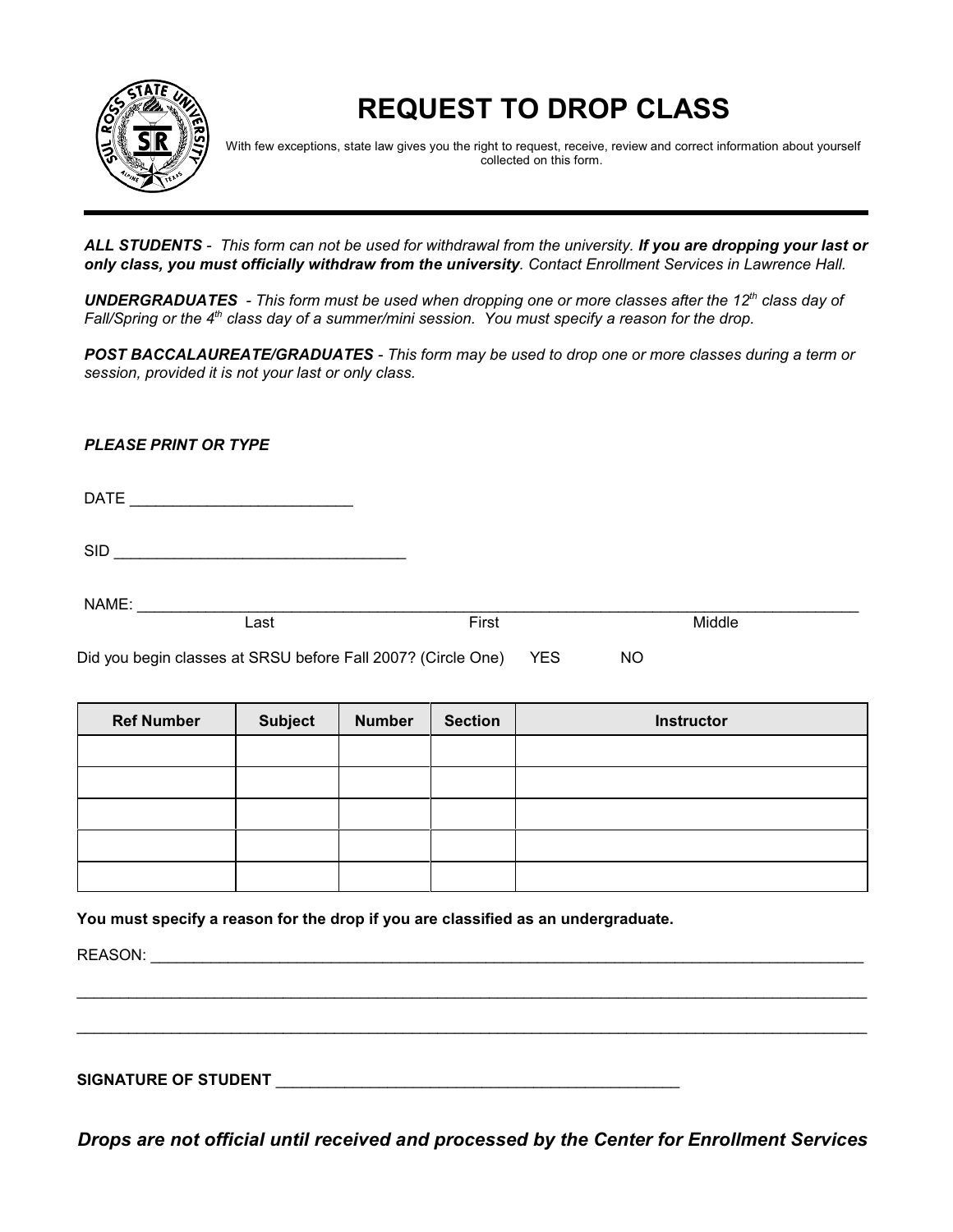# REQUEST TO DROP CLASS

With few exceptions, state law gives you the right to request, receive, review and correct information about yourself collected on this form.

***ALL STUDENTS*** *- This form can not be used for withdrawal from the university.* ***If you are dropping your last or only class, you must officially withdraw from the university****. Contact Enrollment Services in Lawrence Hall.*

***UNDERGRADUATES*** *- This form must be used when dropping one or more classes after the 12th class day of Fall/Spring or the 4th class day of a summer/mini session. You must specify a reason for the drop.*

***POST BACCALAUREATE/GRADUATES*** *- This form may be used to drop one or more classes during a term or session, provided it is not your last or only class.*

***PLEASE PRINT OR TYPE***

DATE __________________________

SID __________________________________

NAME: ______________________________________________________________________________
Last First Middle

Did you begin classes at SRSU before Fall 2007? (Circle One) YES NO

| Ref Number | Subject | Number | Section | Instructor |
|---|---|---|---|---|
| | | | | |
| | | | | |
| | | | | |
| | | | | |
| | | | | |

**You must specify a reason for the drop if you are classified as an undergraduate.**

REASON: ____________________________________________________________________________

______________________________________________________________________________________

______________________________________________________________________________________

**SIGNATURE OF STUDENT** ________________________________________________

***Drops are not official until received and processed by the Center for Enrollment Services***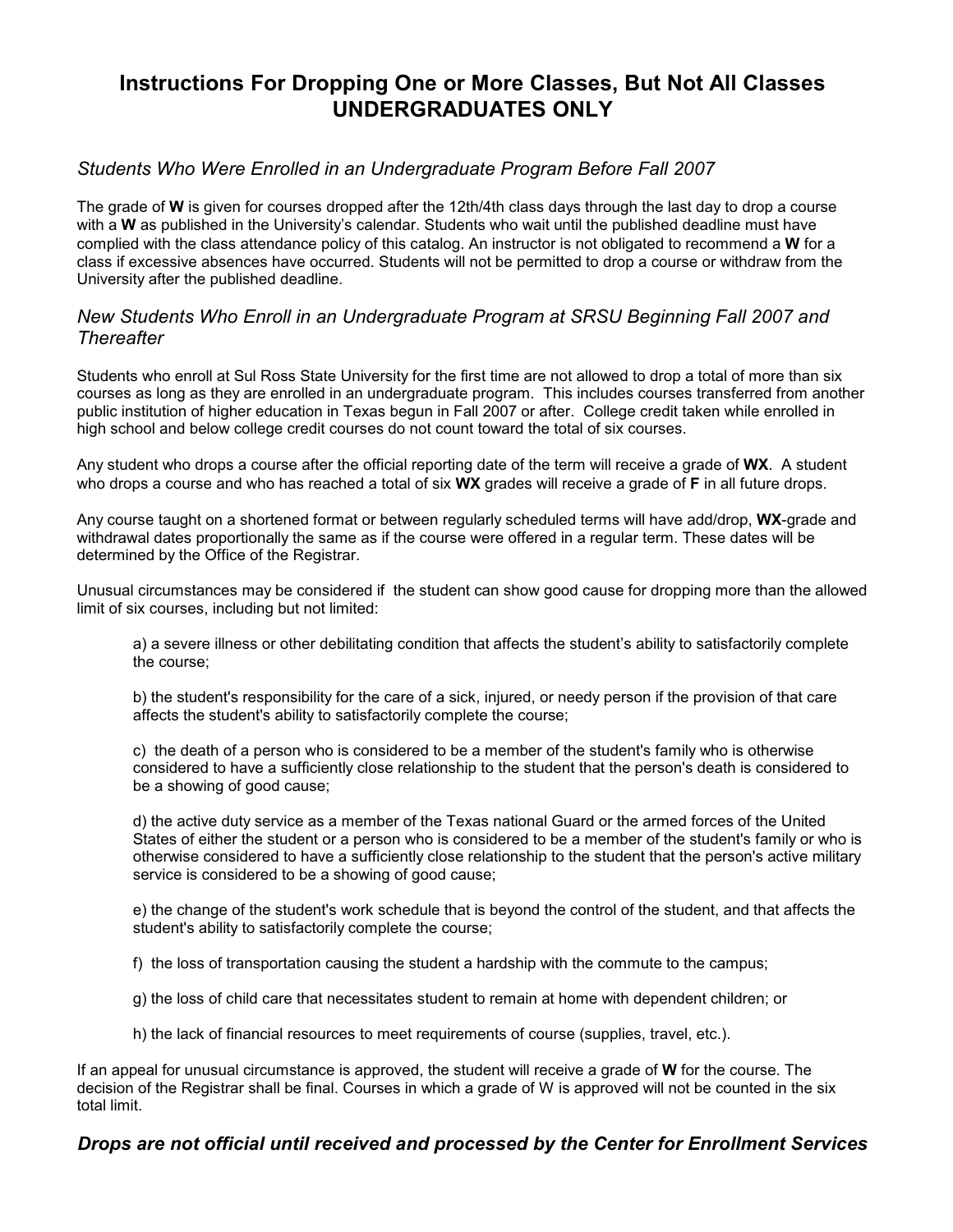# Instructions For Dropping One or More Classes, But Not All Classes UNDERGRADUATES ONLY

## *Students Who Were Enrolled in an Undergraduate Program Before Fall 2007*

The grade of **W** is given for courses dropped after the 12th/4th class days through the last day to drop a course with a **W** as published in the University's calendar. Students who wait until the published deadline must have complied with the class attendance policy of this catalog. An instructor is not obligated to recommend a **W** for a class if excessive absences have occurred. Students will not be permitted to drop a course or withdraw from the University after the published deadline.

## *New Students Who Enroll in an Undergraduate Program at SRSU Beginning Fall 2007 and Thereafter*

Students who enroll at Sul Ross State University for the first time are not allowed to drop a total of more than six courses as long as they are enrolled in an undergraduate program. This includes courses transferred from another public institution of higher education in Texas begun in Fall 2007 or after. College credit taken while enrolled in high school and below college credit courses do not count toward the total of six courses.

Any student who drops a course after the official reporting date of the term will receive a grade of **WX**. A student who drops a course and who has reached a total of six **WX** grades will receive a grade of **F** in all future drops.

Any course taught on a shortened format or between regularly scheduled terms will have add/drop, **WX**-grade and withdrawal dates proportionally the same as if the course were offered in a regular term. These dates will be determined by the Office of the Registrar.

Unusual circumstances may be considered if the student can show good cause for dropping more than the allowed limit of six courses, including but not limited:

a) a severe illness or other debilitating condition that affects the student's ability to satisfactorily complete the course;

b) the student's responsibility for the care of a sick, injured, or needy person if the provision of that care affects the student's ability to satisfactorily complete the course;

c) the death of a person who is considered to be a member of the student's family who is otherwise considered to have a sufficiently close relationship to the student that the person's death is considered to be a showing of good cause;

d) the active duty service as a member of the Texas national Guard or the armed forces of the United States of either the student or a person who is considered to be a member of the student's family or who is otherwise considered to have a sufficiently close relationship to the student that the person's active military service is considered to be a showing of good cause;

e) the change of the student's work schedule that is beyond the control of the student, and that affects the student's ability to satisfactorily complete the course;

f) the loss of transportation causing the student a hardship with the commute to the campus;

g) the loss of child care that necessitates student to remain at home with dependent children; or

h) the lack of financial resources to meet requirements of course (supplies, travel, etc.).

If an appeal for unusual circumstance is approved, the student will receive a grade of **W** for the course. The decision of the Registrar shall be final. Courses in which a grade of W is approved will not be counted in the six total limit.

***Drops are not official until received and processed by the Center for Enrollment Services***